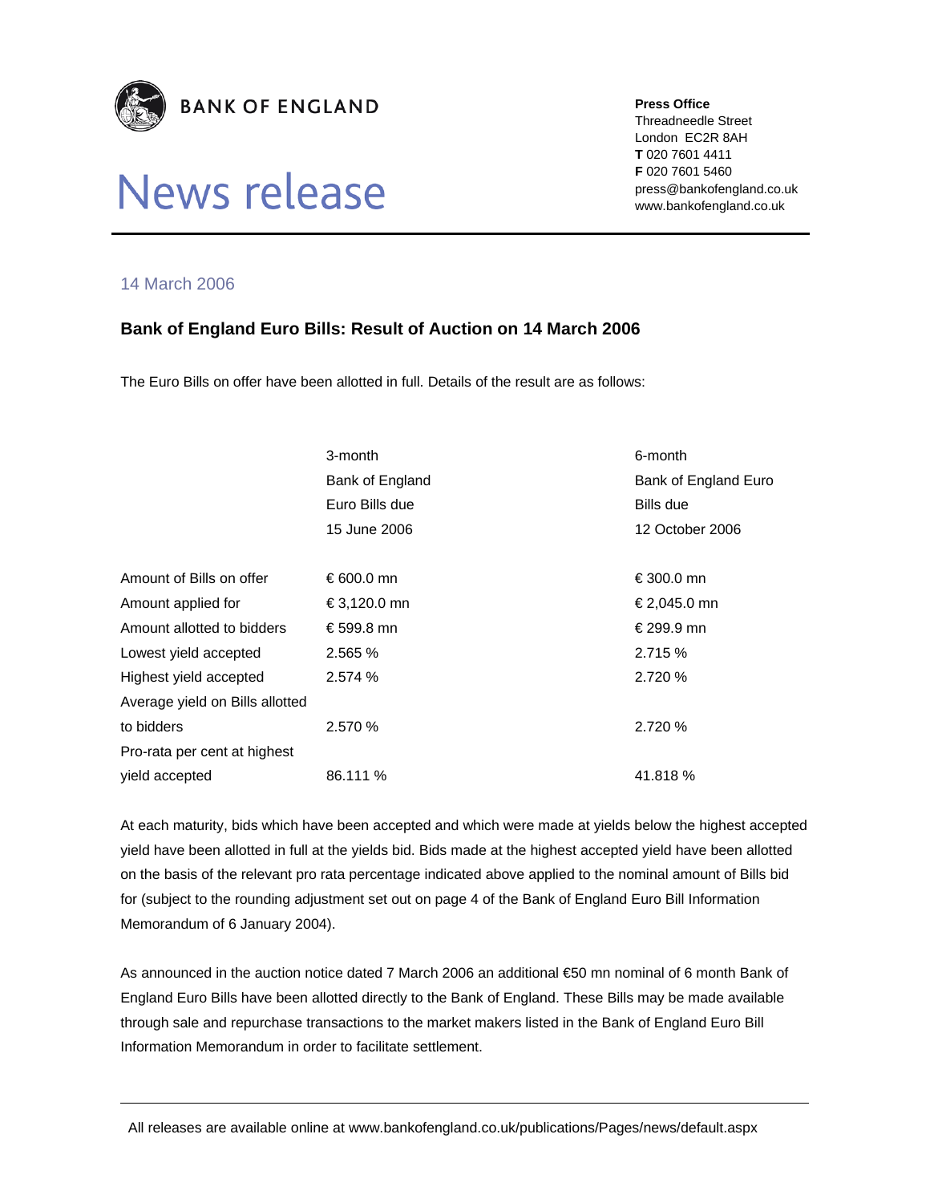**BANK OF ENGLAND**

# News release

**Press Office**
Threadneedle Street
London EC2R 8AH
**T** 020 7601 4411
**F** 020 7601 5460
press@bankofengland.co.uk
www.bankofengland.co.uk

14 March 2006

## Bank of England Euro Bills: Result of Auction on 14 March 2006

The Euro Bills on offer have been allotted in full. Details of the result are as follows:

| | 3-month Bank of England Euro Bills due 15 June 2006 | 6-month Bank of England Euro Bills due 12 October 2006 |
|---|---|---|
| Amount of Bills on offer | € 600.0 mn | € 300.0 mn |
| Amount applied for | € 3,120.0 mn | € 2,045.0 mn |
| Amount allotted to bidders | € 599.8 mn | € 299.9 mn |
| Lowest yield accepted | 2.565 % | 2.715 % |
| Highest yield accepted | 2.574 % | 2.720 % |
| Average yield on Bills allotted to bidders | 2.570 % | 2.720 % |
| Pro-rata per cent at highest yield accepted | 86.111 % | 41.818 % |

At each maturity, bids which have been accepted and which were made at yields below the highest accepted yield have been allotted in full at the yields bid. Bids made at the highest accepted yield have been allotted on the basis of the relevant pro rata percentage indicated above applied to the nominal amount of Bills bid for (subject to the rounding adjustment set out on page 4 of the Bank of England Euro Bill Information Memorandum of 6 January 2004).

As announced in the auction notice dated 7 March 2006 an additional €50 mn nominal of 6 month Bank of England Euro Bills have been allotted directly to the Bank of England. These Bills may be made available through sale and repurchase transactions to the market makers listed in the Bank of England Euro Bill Information Memorandum in order to facilitate settlement.

All releases are available online at www.bankofengland.co.uk/publications/Pages/news/default.aspx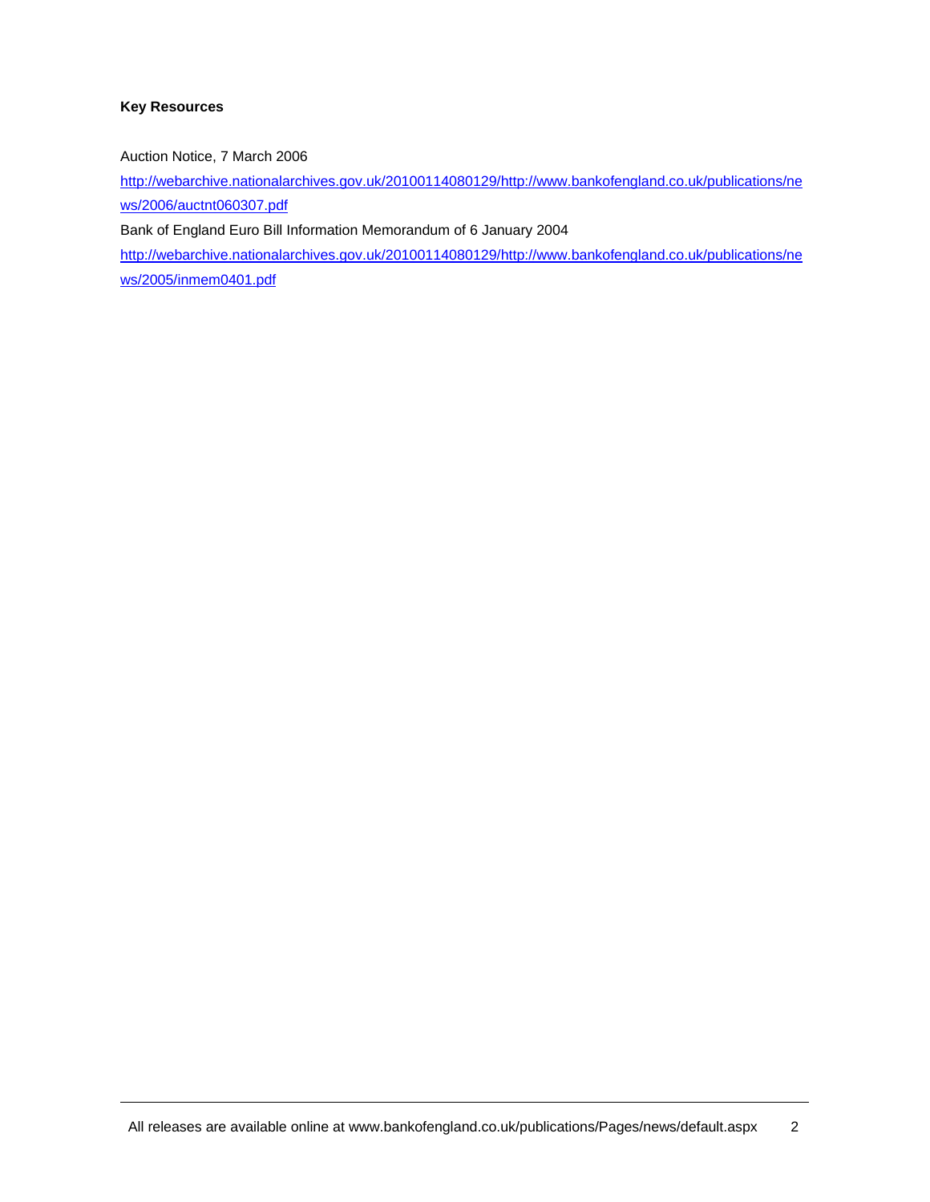**Key Resources**

Auction Notice, 7 March 2006

http://webarchive.nationalarchives.gov.uk/20100114080129/http://www.bankofengland.co.uk/publications/news/2006/auctnt060307.pdf

Bank of England Euro Bill Information Memorandum of 6 January 2004

http://webarchive.nationalarchives.gov.uk/20100114080129/http://www.bankofengland.co.uk/publications/news/2005/inmem0401.pdf

All releases are available online at www.bankofengland.co.uk/publications/Pages/news/default.aspx